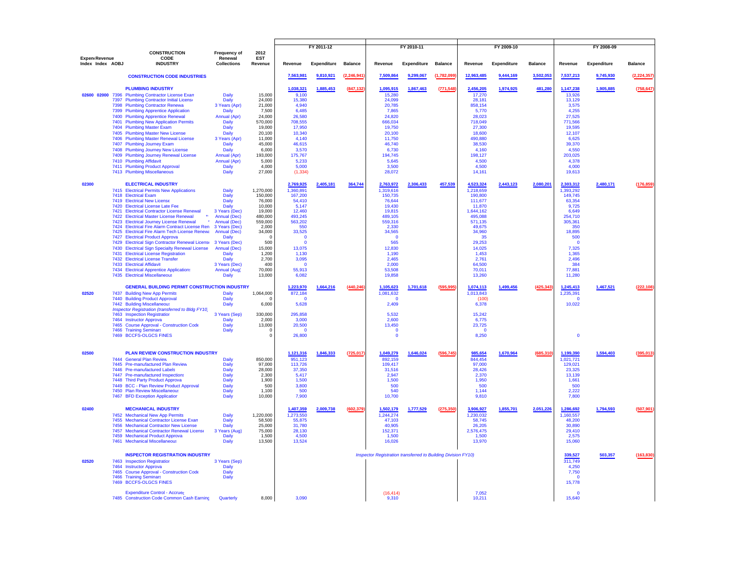| Expend Index | Revenue Index | AOBJ | CONSTRUCTION CODE INDUSTRY | Frequency of Renewal Collections | 2012 EST Revenue | FY 2011-12 | | | FY 2010-11 | | | FY 2009-10 | | | FY 2008-09 | | |
|---|---|---|---|---|---|---|---|---|---|---|---|---|---|---|---|---|---|
| | | | | | | Revenue | Expenditure | Balance | Revenue | Expenditure | Balance | Revenue | Expenditure | Balance | Revenue | Expenditure | Balance |
| | | | **CONSTRUCTION CODE INDUSTRIES** | | | 7,563,981 | 9,810,921 | (2,246,941) | 7,509,864 | 9,299,067 | (1,782,099) | 12,963,485 | 9,444,169 | 3,502,053 | 7,537,213 | 9,745,930 | (2,224,357) |
| | | | **PLUMBING INDUSTRY** | | | 1,038,321 | 1,885,453 | (847,132) | 1,095,915 | 1,867,463 | (771,548) | 2,456,205 | 1,974,925 | 481,280 | 1,147,238 | 1,905,885 | (758,647) |
| 02600 | 02000 | 7396 | Plumbing Contractor License Exam | Daily | 15,000 | 9,100 | | | 15,280 | | | 17,270 | | | 13,926 | | |
| | | 7397 | Plumbing Contractor Initial License | Daily | 24,000 | 15,380 | | | 24,099 | | | 28,181 | | | 13,129 | | |
| | | 7398 | Plumbing Contractor Renewal | 3 Years (Apr) | 21,000 | 4,940 | | | 20,785 | | | 858,154 | | | 3,575 | | |
| | | 7399 | Plumbing Apprentice Application | Daily | 7,500 | 6,485 | | | 7,865 | | | 5,770 | | | 4,255 | | |
| | | 7400 | Plumbing Apprentice Renewal | Annual (Apr) | 24,000 | 26,580 | | | 24,820 | | | 28,023 | | | 27,525 | | |
| | | 7401 | Plumbing New Application Permits | Daily | 570,000 | 708,555 | | | 666,034 | | | 718,049 | | | 771,566 | | |
| | | 7404 | Plumbing Master Exam | Daily | 19,000 | 17,950 | | | 19,750 | | | 27,300 | | | 19,595 | | |
| | | 7405 | Plumbing Master New License | Daily | 20,100 | 10,340 | | | 20,100 | | | 18,600 | | | 12,107 | | |
| | | 7406 | Plumbing Master Renewal License | 3 Years (Apr) | 11,000 | 4,140 | | | 11,750 | | | 490,880 | | | 6,625 | | |
| | | 7407 | Plumbing Journey Exam | Daily | 45,000 | 46,615 | | | 46,740 | | | 38,530 | | | 39,370 | | |
| | | 7408 | Plumbing Journey New License | Daily | 6,000 | 3,570 | | | 6,730 | | | 4,160 | | | 4,550 | | |
| | | 7409 | Plumbing Journey Renewal License | Annual (Apr) | 193,000 | 175,767 | | | 194,745 | | | 198,127 | | | 203,025 | | |
| | | 7410 | Plumbing Affidavit | Annual (Apr) | 5,000 | 5,233 | | | 5,645 | | | 4,500 | | | 4,378 | | |
| | | 7411 | Plumbing Product Approval | Daily | 4,000 | 5,000 | | | 3,500 | | | 4,500 | | | 4,000 | | |
| | | 7413 | Plumbing Miscellaneous | Daily | 27,000 | (1,334) | | | 28,072 | | | 14,161 | | | 19,613 | | |
| 02300 | | | **ELECTRICAL INDUSTRY** | | | 2,769,925 | 2,405,181 | 364,744 | 2,763,972 | 2,306,433 | 457,539 | 4,523,324 | 2,443,123 | 2,080,201 | 2,303,312 | 2,480,171 | (176,859) |
| | | 7415 | Electrical Permits New Applications | Daily | 1,270,000 | 1,360,891 | | | 1,319,616 | | | 1,218,659 | | | 1,393,292 | | |
| | | 7418 | Electrical Exam | Daily | 150,000 | 167,200 | | | 150,735 | | | 190,800 | | | 149,745 | | |
| | | 7419 | Electrical New License | Daily | 76,000 | 54,410 | | | 76,644 | | | 111,677 | | | 63,354 | | |
| | | 7420 | Electrical License Late Fee | Daily | 10,000 | 5,147 | | | 19,430 | | | 11,870 | | | 9,725 | | |
| | | 7421 | Electrical Contractor License Renewal | 3 Years (Dec) | 19,000 | 12,460 | | | 19,815 | | | 1,644,162 | | | 6,649 | | |
| | | 7422 | Electrical Master License Renewal | Annual (Dec) | 480,000 | 493,245 | | | 489,105 | | | 495,088 | | | 254,710 | | |
| | | 7423 | Electrical Journey License Renewal | Annual (Dec) | 559,000 | 563,202 | | | 559,316 | | | 571,135 | | | 305,361 | | |
| | | 7424 | Electrical Fire Alarm Contract License Ren | 3 Years (Dec) | 2,000 | 550 | | | 2,330 | | | 49,675 | | | 350 | | |
| | | 7425 | Electrical Fire Alarm Tech License Renewal | Annual (Dec) | 34,000 | 33,525 | | | 34,565 | | | 34,960 | | | 18,895 | | |
| | | 7427 | Electrical Product Approval | Daily | 0 | 0 | | | 0 | | | 35 | | | 500 | | |
| | | 7429 | Electrical Sign Contractor Renewal License | 3 Years (Dec) | 500 | 0 | | | 565 | | | 29,253 | | | 0 | | |
| | | 7430 | Electrical Sign Specialty Renewal License | Annual (Dec) | 15,000 | 13,075 | | | 12,830 | | | 14,025 | | | 7,325 | | |
| | | 7431 | Electrical License Registration | Daily | 1,200 | 1,130 | | | 1,190 | | | 1,453 | | | 1,365 | | |
| | | 7432 | Electrical License Transfer | Daily | 2,700 | 3,095 | | | 2,465 | | | 2,761 | | | 2,496 | | |
| | | 7433 | Electrical Affidavit | 3 Years (Dec) | 400 | 0 | | | 2,000 | | | 64,500 | | | 384 | | |
| | | 7434 | Electrical Apprentice Applications | Annual (Aug) | 70,000 | 55,913 | | | 53,508 | | | 70,011 | | | 77,881 | | |
| | | 7435 | Electrical Miscellaneous | Daily | 13,000 | 6,082 | | | 19,858 | | | 13,260 | | | 11,280 | | |
| | | | **GENERAL BUILDING PERMIT CONSTRUCTION INDUSTRY** | | | 1,223,970 | 1,664,216 | (440,246) | 1,105,623 | 1,701,618 | (595,995) | 1,074,113 | 1,499,456 | (425,343) | 1,245,413 | 1,467,521 | (222,108) |
| 02520 | | 7437 | Building New App Permits | Daily | 1,064,000 | 872,184 | | | 1,081,632 | | | 1,013,843 | | | 1,235,391 | | |
| | | 7440 | Building Product Approval | Daily | 0 | 0 | | | 0 | | | (100) | | | 0 | | |
| | | 7442 | Building Miscellaneous | Daily | 6,000 | 5,628 | | | 2,409 | | | 6,378 | | | 10,022 | | |
| | | | *Inspector Registration (transferred to Bldg FY10)* | | | | | | | | | | | | | | |
| | | 7463 | Inspection Registration | 3 Years (Sep) | 330,000 | 295,858 | | | 5,532 | | | 15,242 | | | | | |
| | | 7464 | Instructor Approval | Daily | 2,000 | 3,000 | | | 2,600 | | | 6,775 | | | | | |
| | | 7465 | Course Approval - Construction Code | Daily | 13,000 | 20,500 | | | 13,450 | | | 23,725 | | | | | |
| | | 7466 | Training Seminars | Daily | 0 | 0 | | | 0 | | | 0 | | | | | |
| | | 7469 | BCCFS-OLGCS FINES | | 0 | 26,800 | | | 0 | | | 8,250 | | | 0 | | |
| 02500 | | | **PLAN REVIEW CONSTRUCTION INDUSTRY** | | | 1,121,316 | 1,846,333 | (725,017) | 1,049,279 | 1,646,024 | (596,745) | 985,654 | 1,670,964 | (685,310) | 1,199,390 | 1,594,403 | (395,013) |
| | | 7444 | General Plan Review | Daily | 850,000 | 951,123 | | | 892,159 | | | 844,454 | | | 1,021,721 | | |
| | | 7445 | Pre-manufactured Plan Review | Daily | 97,000 | 113,726 | | | 109,417 | | | 97,000 | | | 129,021 | | |
| | | 7446 | Pre-manufactured Labels | Daily | 28,000 | 37,350 | | | 31,516 | | | 28,426 | | | 23,325 | | |
| | | 7447 | Pre-manufactured Inspections | Daily | 2,300 | 5,417 | | | 2,947 | | | 2,370 | | | 13,139 | | |
| | | 7448 | Third Party Product Approval | Daily | 1,900 | 1,500 | | | 1,500 | | | 1,950 | | | 1,661 | | |
| | | 7449 | BCC - Plan Review Product Approval | Daily | 500 | 3,800 | | | 500 | | | 500 | | | 500 | | |
| | | 7450 | Plan Review Miscellaneous | Daily | 1,100 | 500 | | | 540 | | | 1,144 | | | 2,222 | | |
| | | 7467 | BFD Exception Application | Daily | 10,000 | 7,900 | | | 10,700 | | | 9,810 | | | 7,800 | | |
| 02400 | | | **MECHANICAL INDUSTRY** | | | 1,407,359 | 2,009,738 | (602,379) | 1,502,179 | 1,777,529 | (275,350) | 3,906,927 | 1,855,701 | 2,051,226 | 1,286,692 | 1,794,593 | (507,901) |
| | | 7452 | Mechanical New App Permits | Daily | 1,220,000 | 1,273,550 | | | 1,244,274 | | | 1,230,032 | | | 1,160,557 | | |
| | | 7455 | Mechanical Contractor License Exam | Daily | 58,500 | 55,875 | | | 47,103 | | | 58,745 | | | 48,200 | | |
| | | 7456 | Mechanical Contractor New License | Daily | 25,000 | 31,780 | | | 40,905 | | | 26,205 | | | 30,890 | | |
| | | 7457 | Mechanical Contractor Renewal License | 3 Years (Aug) | 75,000 | 28,130 | | | 152,371 | | | 2,576,475 | | | 29,410 | | |
| | | 7459 | Mechanical Product Approval | Daily | 1,500 | 4,500 | | | 1,500 | | | 1,500 | | | 2,575 | | |
| | | 7461 | Mechanical Miscellaneous | Daily | 13,500 | 13,524 | | | 16,026 | | | 13,970 | | | 15,060 | | |
| | | | **INSPECTOR REGISTRATION INDUSTRY** | | | | | | *Inspector Registration transferred to Building Division FY10)* | | | | | | 339,527 | 503,357 | (163,830) |
| 02520 | | 7463 | Inspection Registration | 3 Years (Sep) | | | | | | | | | | | 311,749 | | |
| | | 7464 | Instructor Approval | Daily | | | | | | | | | | | 4,250 | | |
| | | 7465 | Course Approval - Construction Code | Daily | | | | | | | | | | | 7,750 | | |
| | | 7466 | Training Seminars | Daily | | | | | | | | | | | 0 | | |
| | | 7469 | BCCFS-OLGCS FINES | | | | | | | | | | | | 15,778 | | |
| | | | Expenditure Control - Accrued | | | | | | (16,414) | | | 7,052 | | | 0 | | |
| | | 7485 | Construction Code Common Cash Earning | Quarterly | 8,000 | 3,090 | | | 9,310 | | | 10,211 | | | 15,640 | | |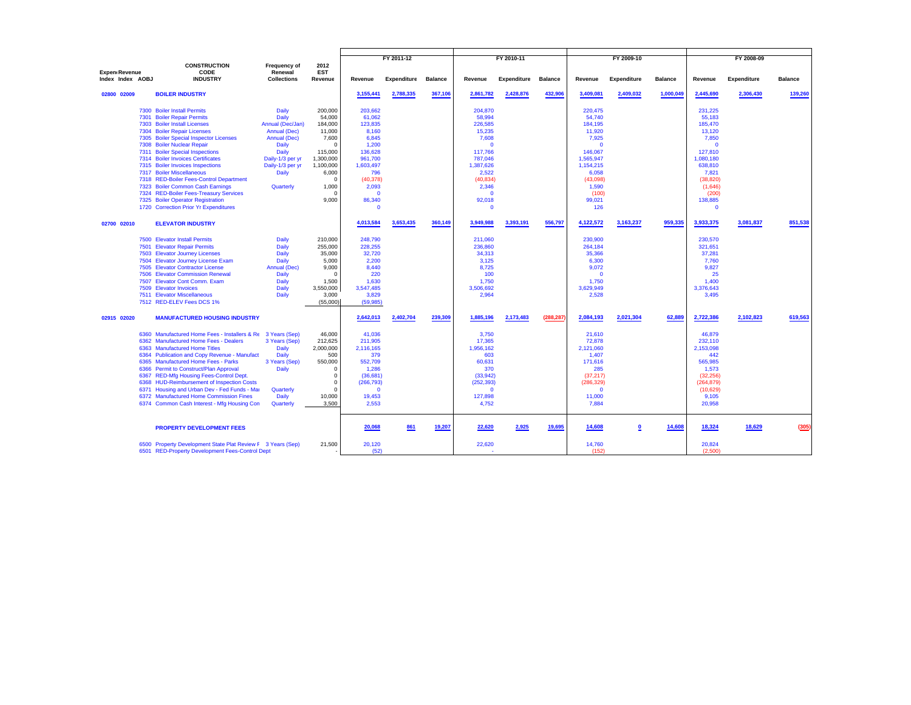| Expend Index | Revenue Index | AOBJ | CONSTRUCTION CODE INDUSTRY | Frequency of Renewal Collections | 2012 EST Revenue | FY 2011-12 | | | FY 2010-11 | | | FY 2009-10 | | | FY 2008-09 | | |
|---|---|---|---|---|---|---|---|---|---|---|---|---|---|---|---|---|---|
| | | | | | | Revenue | Expenditure | Balance | Revenue | Expenditure | Balance | Revenue | Expenditure | Balance | Revenue | Expenditure | Balance |
| 02800 | 02009 | | BOILER INDUSTRY | | | 3,155,441 | 2,788,335 | 367,106 | 2,861,782 | 2,428,876 | 432,906 | 3,409,081 | 2,409,032 | 1,000,049 | 2,445,690 | 2,306,430 | 139,260 |
| | | 7300 | Boiler Install Permits | Daily | 200,000 | 203,662 | | | 204,870 | | | 220,475 | | | 231,225 | | |
| | | 7301 | Boiler Repair Permits | Daily | 54,000 | 61,062 | | | 58,994 | | | 54,740 | | | 55,183 | | |
| | | 7303 | Boiler Install Licenses | Annual (Dec/Jan) | 184,000 | 123,835 | | | 226,585 | | | 184,195 | | | 185,470 | | |
| | | 7304 | Boiler Repair Licenses | Annual (Dec) | 11,000 | 8,160 | | | 15,235 | | | 11,920 | | | 13,120 | | |
| | | 7305 | Boiler Special Inspector Licenses | Annual (Dec) | 7,600 | 6,845 | | | 7,608 | | | 7,925 | | | 7,850 | | |
| | | 7308 | Boiler Nuclear Repair | Daily | 0 | 1,200 | | | 0 | | | 0 | | | 0 | | |
| | | 7311 | Boiler Special Inspections | Daily | 115,000 | 136,628 | | | 117,766 | | | 146,067 | | | 127,810 | | |
| | | 7314 | Boiler Invoices Certificates | Daily-1/3 per yr | 1,300,000 | 961,700 | | | 787,046 | | | 1,565,947 | | | 1,080,180 | | |
| | | 7315 | Boiler Invoices Inspections | Daily-1/3 per yr | 1,100,000 | 1,603,497 | | | 1,387,626 | | | 1,154,215 | | | 638,810 | | |
| | | 7317 | Boiler Miscellaneous | Daily | 6,000 | 796 | | | 2,522 | | | 6,058 | | | 7,821 | | |
| | | 7318 | RED-Boiler Fees-Control Department | | 0 | (40,378) | | | (40,834) | | | (43,098) | | | (38,820) | | |
| | | 7323 | Boiler Common Cash Earnings | Quarterly | 1,000 | 2,093 | | | 2,346 | | | 1,590 | | | (1,646) | | |
| | | 7324 | RED-Boiler Fees-Treasury Services | | 0 | 0 | | | 0 | | | (100) | | | (200) | | |
| | | 7325 | Boiler Operator Registration | | 9,000 | 86,340 | | | 92,018 | | | 99,021 | | | 138,885 | | |
| | | 1720 | Correction Prior Yr Expenditures | | | 0 | | | 0 | | | 126 | | | 0 | | |
| 02700 | 02010 | | ELEVATOR INDUSTRY | | | 4,013,584 | 3,653,435 | 360,149 | 3,949,988 | 3,393,191 | 556,797 | 4,122,572 | 3,163,237 | 959,335 | 3,933,375 | 3,081,837 | 851,538 |
| | | 7500 | Elevator Install Permits | Daily | 210,000 | 248,790 | | | 211,060 | | | 230,900 | | | 230,570 | | |
| | | 7501 | Elevator Repair Permits | Daily | 255,000 | 228,255 | | | 236,860 | | | 264,184 | | | 321,651 | | |
| | | 7503 | Elevator Journey Licenses | Daily | 35,000 | 32,720 | | | 34,313 | | | 35,366 | | | 37,281 | | |
| | | 7504 | Elevator Journey License Exam | Daily | 5,000 | 2,200 | | | 3,125 | | | 6,300 | | | 7,760 | | |
| | | 7505 | Elevator Contractor License | Annual (Dec) | 9,000 | 8,440 | | | 8,725 | | | 9,072 | | | 9,827 | | |
| | | 7506 | Elevator Commission Renewal | Daily | 0 | 220 | | | 100 | | | 0 | | | 25 | | |
| | | 7507 | Elevator Cont Comm. Exam | Daily | 1,500 | 1,630 | | | 1,750 | | | 1,750 | | | 1,400 | | |
| | | 7509 | Elevator Invoices | Daily | 3,550,000 | 3,547,485 | | | 3,506,692 | | | 3,629,949 | | | 3,376,643 | | |
| | | 7511 | Elevator Miscellaneous | Daily | 3,000 | 3,829 | | | 2,964 | | | 2,528 | | | 3,495 | | |
| | | 7512 | RED-ELEV Fees DCS 1% | | (55,000) | (59,985) | | | | | | | | | | | |
| 02915 | 02020 | | MANUFACTURED HOUSING INDUSTRY | | | 2,642,013 | 2,402,704 | 239,309 | 1,885,196 | 2,173,483 | (288,287) | 2,084,193 | 2,021,304 | 62,889 | 2,722,386 | 2,102,823 | 619,563 |
| | | 6360 | Manufactured Home Fees - Installers & Re | 3 Years (Sep) | 46,000 | 41,036 | | | 3,750 | | | 21,610 | | | 46,879 | | |
| | | 6362 | Manufactured Home Fees - Dealers | 3 Years (Sep) | 212,625 | 211,905 | | | 17,365 | | | 72,878 | | | 232,110 | | |
| | | 6363 | Manufactured Home Titles | Daily | 2,000,000 | 2,116,165 | | | 1,956,162 | | | 2,121,060 | | | 2,153,098 | | |
| | | 6364 | Publication and Copy Revenue - Manufact | Daily | 500 | 379 | | | 603 | | | 1,407 | | | 442 | | |
| | | 6365 | Manufactured Home Fees - Parks | 3 Years (Sep) | 550,000 | 552,709 | | | 60,631 | | | 171,616 | | | 565,985 | | |
| | | 6366 | Permit to Construct/Plan Approval | Daily | 0 | 1,286 | | | 370 | | | 285 | | | 1,573 | | |
| | | 6367 | RED-Mfg Housing Fees-Control Dept. | | 0 | (36,681) | | | (33,942) | | | (37,217) | | | (32,256) | | |
| | | 6368 | HUD-Reimbursement of Inspection Costs | | 0 | (266,793) | | | (252,393) | | | (286,329) | | | (264,879) | | |
| | | 6371 | Housing and Urban Dev - Fed Funds - Mai | Quarterly | 0 | 0 | | | 0 | | | 0 | | | (10,629) | | |
| | | 6372 | Manufactured Home Commission Fines | Daily | 10,000 | 19,453 | | | 127,898 | | | 11,000 | | | 9,105 | | |
| | | 6374 | Common Cash Interest - Mfg Housing Con | Quarterly | 3,500 | 2,553 | | | 4,752 | | | 7,884 | | | 20,958 | | |
| | | | PROPERTY DEVELOPMENT FEES | | | 20,068 | 861 | 19,207 | 22,620 | 2,925 | 19,695 | 14,608 | 0 | 14,608 | 18,324 | 18,629 | (305) |
| | | 6500 | Property Development State Plat Review F | 3 Years (Sep) | 21,500 | 20,120 | | | 22,620 | | | 14,760 | | | 20,824 | | |
| | | 6501 | RED-Property Development Fees-Control Dept | | - | (52) | | | - | | | (152) | | | (2,500) | | |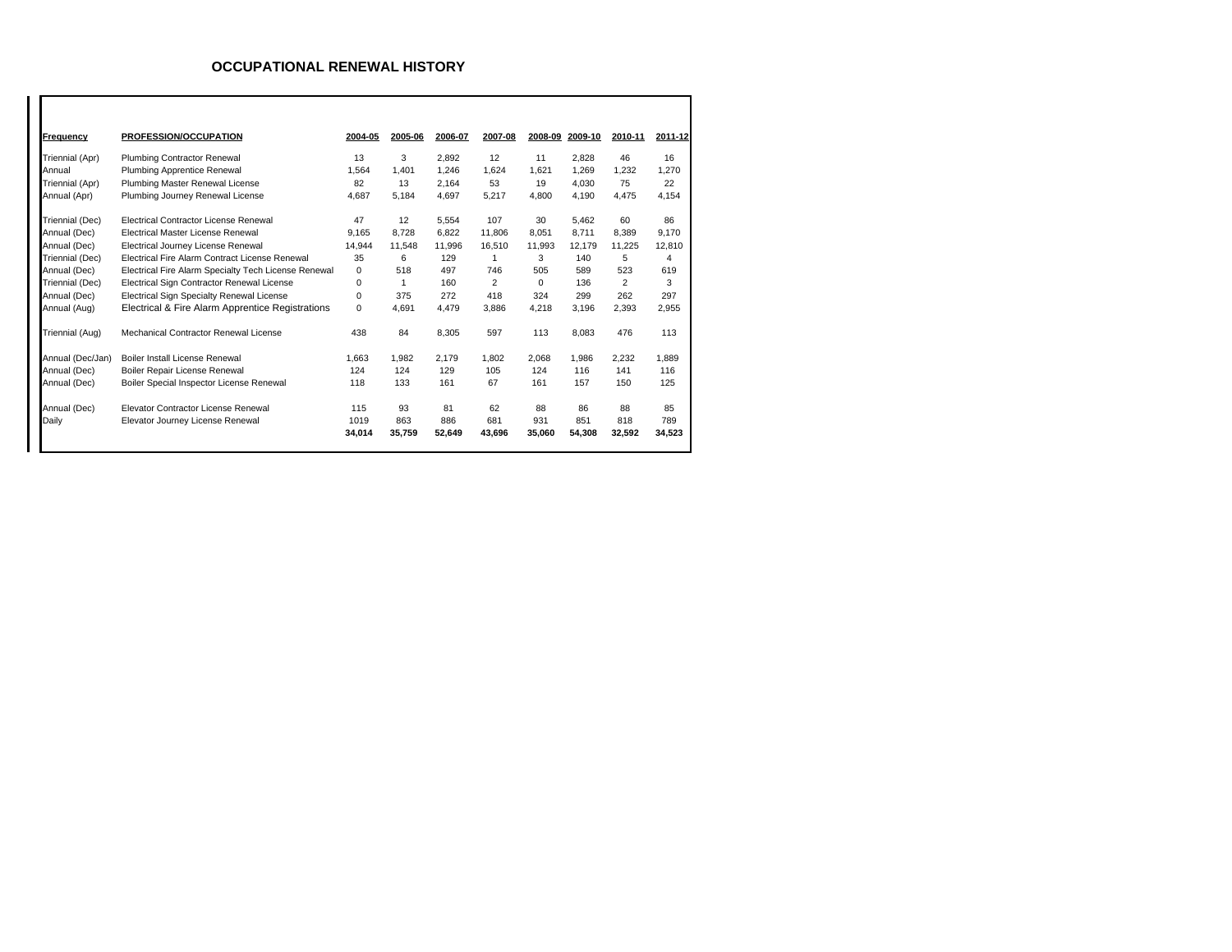## OCCUPATIONAL RENEWAL HISTORY

| Frequency | PROFESSION/OCCUPATION | 2004-05 | 2005-06 | 2006-07 | 2007-08 | 2008-09 | 2009-10 | 2010-11 | 2011-12 |
|---|---|---|---|---|---|---|---|---|---|
| Triennial (Apr) | Plumbing Contractor Renewal | 13 | 3 | 2,892 | 12 | 11 | 2,828 | 46 | 16 |
| Annual | Plumbing Apprentice Renewal | 1,564 | 1,401 | 1,246 | 1,624 | 1,621 | 1,269 | 1,232 | 1,270 |
| Triennial (Apr) | Plumbing Master Renewal License | 82 | 13 | 2,164 | 53 | 19 | 4,030 | 75 | 22 |
| Annual (Apr) | Plumbing Journey Renewal License | 4,687 | 5,184 | 4,697 | 5,217 | 4,800 | 4,190 | 4,475 | 4,154 |
| Triennial (Dec) | Electrical Contractor License Renewal | 47 | 12 | 5,554 | 107 | 30 | 5,462 | 60 | 86 |
| Annual (Dec) | Electrical Master License Renewal | 9,165 | 8,728 | 6,822 | 11,806 | 8,051 | 8,711 | 8,389 | 9,170 |
| Annual (Dec) | Electrical Journey License Renewal | 14,944 | 11,548 | 11,996 | 16,510 | 11,993 | 12,179 | 11,225 | 12,810 |
| Triennial (Dec) | Electrical Fire Alarm Contract License Renewal | 35 | 6 | 129 | 1 | 3 | 140 | 5 | 4 |
| Annual (Dec) | Electrical Fire Alarm Specialty Tech License Renewal | 0 | 518 | 497 | 746 | 505 | 589 | 523 | 619 |
| Triennial (Dec) | Electrical Sign Contractor Renewal License | 0 | 1 | 160 | 2 | 0 | 136 | 2 | 3 |
| Annual (Dec) | Electrical Sign Specialty Renewal License | 0 | 375 | 272 | 418 | 324 | 299 | 262 | 297 |
| Annual (Aug) | Electrical & Fire Alarm Apprentice Registrations | 0 | 4,691 | 4,479 | 3,886 | 4,218 | 3,196 | 2,393 | 2,955 |
| Triennial (Aug) | Mechanical Contractor Renewal License | 438 | 84 | 8,305 | 597 | 113 | 8,083 | 476 | 113 |
| Annual (Dec/Jan) | Boiler Install License Renewal | 1,663 | 1,982 | 2,179 | 1,802 | 2,068 | 1,986 | 2,232 | 1,889 |
| Annual (Dec) | Boiler Repair License Renewal | 124 | 124 | 129 | 105 | 124 | 116 | 141 | 116 |
| Annual (Dec) | Boiler Special Inspector License Renewal | 118 | 133 | 161 | 67 | 161 | 157 | 150 | 125 |
| Annual (Dec) | Elevator Contractor License Renewal | 115 | 93 | 81 | 62 | 88 | 86 | 88 | 85 |
| Daily | Elevator Journey License Renewal | 1019 | 863 | 886 | 681 | 931 | 851 | 818 | 789 |
| | | **34,014** | **35,759** | **52,649** | **43,696** | **35,060** | **54,308** | **32,592** | **34,523** |